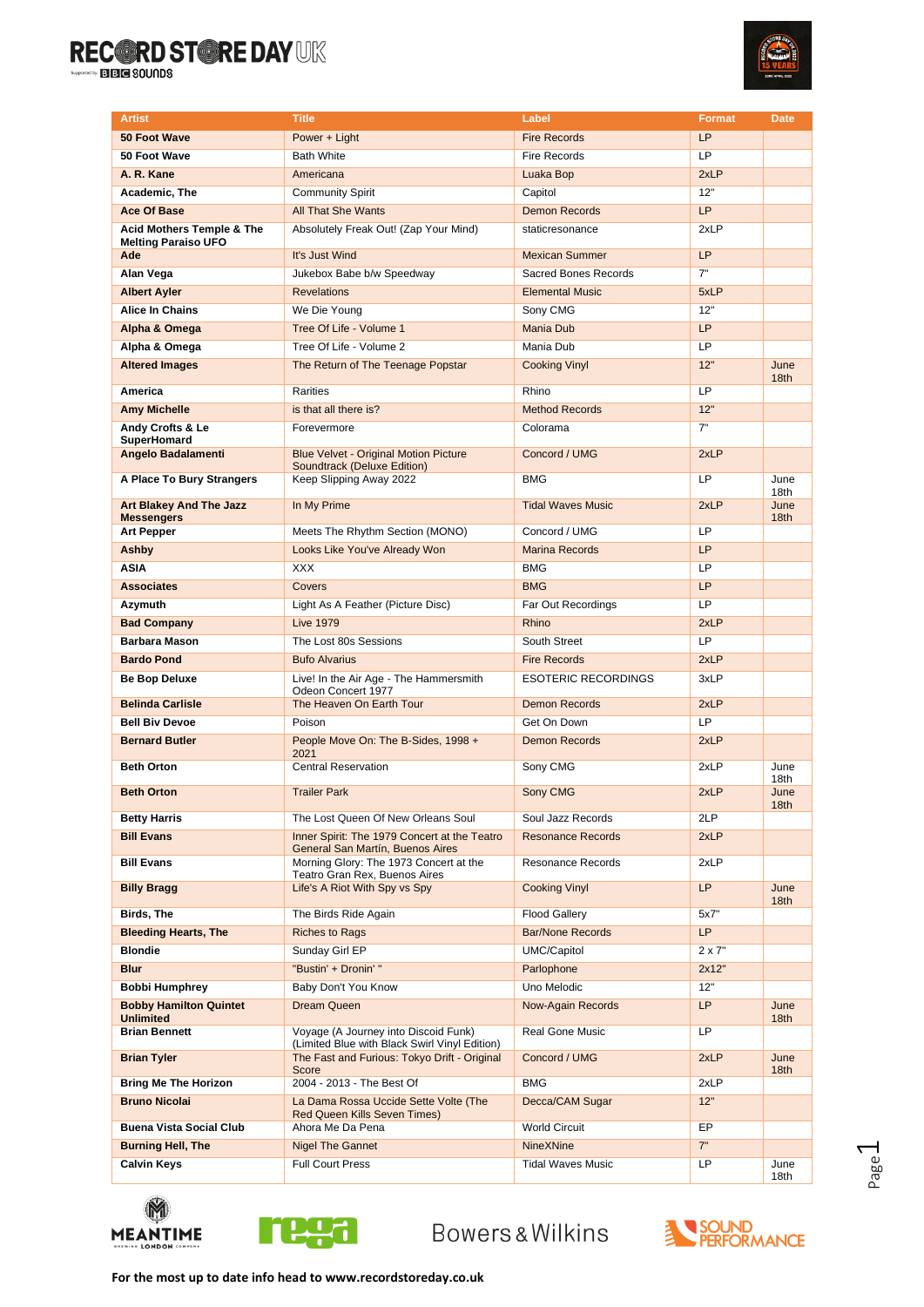| Artist | Title | Label | Format | Date |
|---|---|---|---|---|
| **50 Foot Wave** | Power + Light | Fire Records | LP | |
| **50 Foot Wave** | Bath White | Fire Records | LP | |
| **A. R. Kane** | Americana | Luaka Bop | 2xLP | |
| **Academic, The** | Community Spirit | Capitol | 12" | |
| **Ace Of Base** | All That She Wants | Demon Records | LP | |
| **Acid Mothers Temple & The Melting Paraiso UFO** | Absolutely Freak Out! (Zap Your Mind) | staticresonance | 2xLP | |
| **Ade** | It's Just Wind | Mexican Summer | LP | |
| **Alan Vega** | Jukebox Babe b/w Speedway | Sacred Bones Records | 7" | |
| **Albert Ayler** | Revelations | Elemental Music | 5xLP | |
| **Alice In Chains** | We Die Young | Sony CMG | 12" | |
| **Alpha & Omega** | Tree Of Life - Volume 1 | Mania Dub | LP | |
| **Alpha & Omega** | Tree Of Life - Volume 2 | Mania Dub | LP | |
| **Altered Images** | The Return of The Teenage Popstar | Cooking Vinyl | 12" | June 18th |
| **America** | Rarities | Rhino | LP | |
| **Amy Michelle** | is that all there is? | Method Records | 12" | |
| **Andy Crofts & Le SuperHomard** | Forevermore | Colorama | 7" | |
| **Angelo Badalamenti** | Blue Velvet - Original Motion Picture Soundtrack (Deluxe Edition) | Concord / UMG | 2xLP | |
| **A Place To Bury Strangers** | Keep Slipping Away 2022 | BMG | LP | June 18th |
| **Art Blakey And The Jazz Messengers** | In My Prime | Tidal Waves Music | 2xLP | June 18th |
| **Art Pepper** | Meets The Rhythm Section (MONO) | Concord / UMG | LP | |
| **Ashby** | Looks Like You've Already Won | Marina Records | LP | |
| **ASIA** | XXX | BMG | LP | |
| **Associates** | Covers | BMG | LP | |
| **Azymuth** | Light As A Feather (Picture Disc) | Far Out Recordings | LP | |
| **Bad Company** | Live 1979 | Rhino | 2xLP | |
| **Barbara Mason** | The Lost 80s Sessions | South Street | LP | |
| **Bardo Pond** | Bufo Alvarius | Fire Records | 2xLP | |
| **Be Bop Deluxe** | Live! In the Air Age - The Hammersmith Odeon Concert 1977 | ESOTERIC RECORDINGS | 3xLP | |
| **Belinda Carlisle** | The Heaven On Earth Tour | Demon Records | 2xLP | |
| **Bell Biv Devoe** | Poison | Get On Down | LP | |
| **Bernard Butler** | People Move On: The B-Sides, 1998 + 2021 | Demon Records | 2xLP | |
| **Beth Orton** | Central Reservation | Sony CMG | 2xLP | June 18th |
| **Beth Orton** | Trailer Park | Sony CMG | 2xLP | June 18th |
| **Betty Harris** | The Lost Queen Of New Orleans Soul | Soul Jazz Records | 2LP | |
| **Bill Evans** | Inner Spirit: The 1979 Concert at the Teatro General San Martín, Buenos Aires | Resonance Records | 2xLP | |
| **Bill Evans** | Morning Glory: The 1973 Concert at the Teatro Gran Rex, Buenos Aires | Resonance Records | 2xLP | |
| **Billy Bragg** | Life's A Riot With Spy vs Spy | Cooking Vinyl | LP | June 18th |
| **Birds, The** | The Birds Ride Again | Flood Gallery | 5x7" | |
| **Bleeding Hearts, The** | Riches to Rags | Bar/None Records | LP | |
| **Blondie** | Sunday Girl EP | UMC/Capitol | 2 x 7" | |
| **Blur** | "Bustin' + Dronin' " | Parlophone | 2x12" | |
| **Bobbi Humphrey** | Baby Don't You Know | Uno Melodic | 12" | |
| **Bobby Hamilton Quintet Unlimited** | Dream Queen | Now-Again Records | LP | June 18th |
| **Brian Bennett** | Voyage (A Journey into Discoid Funk) (Limited Blue with Black Swirl Vinyl Edition) | Real Gone Music | LP | |
| **Brian Tyler** | The Fast and Furious: Tokyo Drift - Original Score | Concord / UMG | 2xLP | June 18th |
| **Bring Me The Horizon** | 2004 - 2013 - The Best Of | BMG | 2xLP | |
| **Bruno Nicolai** | La Dama Rossa Uccide Sette Volte (The Red Queen Kills Seven Times) | Decca/CAM Sugar | 12" | |
| **Buena Vista Social Club** | Ahora Me Da Pena | World Circuit | EP | |
| **Burning Hell, The** | Nigel The Gannet | NineXNine | 7" | |
| **Calvin Keys** | Full Court Press | Tidal Waves Music | LP | June 18th |

For the most up to date info head to www.recordstoreday.co.uk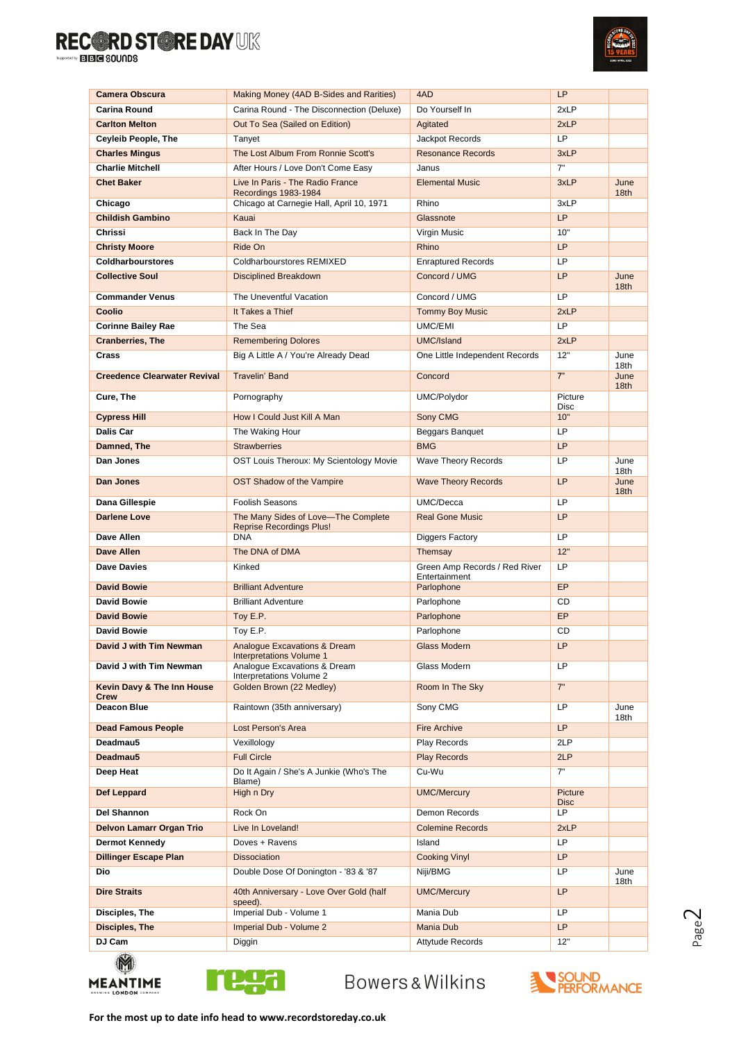| Camera Obscura | Making Money (4AD B-Sides and Rarities) | 4AD | LP | |
|---|---|---|---|---|
| **Carina Round** | Carina Round - The Disconnection (Deluxe) | Do Yourself In | 2xLP | |
| **Carlton Melton** | Out To Sea (Sailed on Edition) | Agitated | 2xLP | |
| **Ceyleib People, The** | Tanyet | Jackpot Records | LP | |
| **Charles Mingus** | The Lost Album From Ronnie Scott's | Resonance Records | 3xLP | |
| **Charlie Mitchell** | After Hours / Love Don't Come Easy | Janus | 7" | |
| **Chet Baker** | Live In Paris - The Radio France Recordings 1983-1984 | Elemental Music | 3xLP | June 18th |
| **Chicago** | Chicago at Carnegie Hall, April 10, 1971 | Rhino | 3xLP | |
| **Childish Gambino** | Kauai | Glassnote | LP | |
| **Chrissi** | Back In The Day | Virgin Music | 10" | |
| **Christy Moore** | Ride On | Rhino | LP | |
| **Coldharbourstores** | Coldharbourstores REMIXED | Enraptured Records | LP | |
| **Collective Soul** | Disciplined Breakdown | Concord / UMG | LP | June 18th |
| **Commander Venus** | The Uneventful Vacation | Concord / UMG | LP | |
| **Coolio** | It Takes a Thief | Tommy Boy Music | 2xLP | |
| **Corinne Bailey Rae** | The Sea | UMC/EMI | LP | |
| **Cranberries, The** | Remembering Dolores | UMC/Island | 2xLP | |
| **Crass** | Big A Little A / You're Already Dead | One Little Independent Records | 12" | June 18th |
| **Creedence Clearwater Revival** | Travelin' Band | Concord | 7" | June 18th |
| **Cure, The** | Pornography | UMC/Polydor | Picture Disc | |
| **Cypress Hill** | How I Could Just Kill A Man | Sony CMG | 10" | |
| **Dalis Car** | The Waking Hour | Beggars Banquet | LP | |
| **Damned, The** | Strawberries | BMG | LP | |
| **Dan Jones** | OST Louis Theroux: My Scientology Movie | Wave Theory Records | LP | June 18th |
| **Dan Jones** | OST Shadow of the Vampire | Wave Theory Records | LP | June 18th |
| **Dana Gillespie** | Foolish Seasons | UMC/Decca | LP | |
| **Darlene Love** | The Many Sides of Love—The Complete Reprise Recordings Plus! | Real Gone Music | LP | |
| **Dave Allen** | DNA | Diggers Factory | LP | |
| **Dave Allen** | The DNA of DMA | Themsay | 12" | |
| **Dave Davies** | Kinked | Green Amp Records / Red River Entertainment | LP | |
| **David Bowie** | Brilliant Adventure | Parlophone | EP | |
| **David Bowie** | Brilliant Adventure | Parlophone | CD | |
| **David Bowie** | Toy E.P. | Parlophone | EP | |
| **David Bowie** | Toy E.P. | Parlophone | CD | |
| **David J with Tim Newman** | Analogue Excavations & Dream Interpretations Volume 1 | Glass Modern | LP | |
| **David J with Tim Newman** | Analogue Excavations & Dream Interpretations Volume 2 | Glass Modern | LP | |
| **Kevin Davy & The Inn House Crew** | Golden Brown (22 Medley) | Room In The Sky | 7" | |
| **Deacon Blue** | Raintown (35th anniversary) | Sony CMG | LP | June 18th |
| **Dead Famous People** | Lost Person's Area | Fire Archive | LP | |
| **Deadmau5** | Vexillology | Play Records | 2LP | |
| **Deadmau5** | Full Circle | Play Records | 2LP | |
| **Deep Heat** | Do It Again / She's A Junkie (Who's The Blame) | Cu-Wu | 7" | |
| **Def Leppard** | High n Dry | UMC/Mercury | Picture Disc | |
| **Del Shannon** | Rock On | Demon Records | LP | |
| **Delvon Lamarr Organ Trio** | Live In Loveland! | Colemine Records | 2xLP | |
| **Dermot Kennedy** | Doves + Ravens | Island | LP | |
| **Dillinger Escape Plan** | Dissociation | Cooking Vinyl | LP | |
| **Dio** | Double Dose Of Donington - '83 & '87 | Niji/BMG | LP | June 18th |
| **Dire Straits** | 40th Anniversary - Love Over Gold (half speed). | UMC/Mercury | LP | |
| **Disciples, The** | Imperial Dub - Volume 1 | Mania Dub | LP | |
| **Disciples, The** | Imperial Dub - Volume 2 | Mania Dub | LP | |
| **DJ Cam** | Diggin | Attytude Records | 12" | |

**For the most up to date info head to www.recordstoreday.co.uk**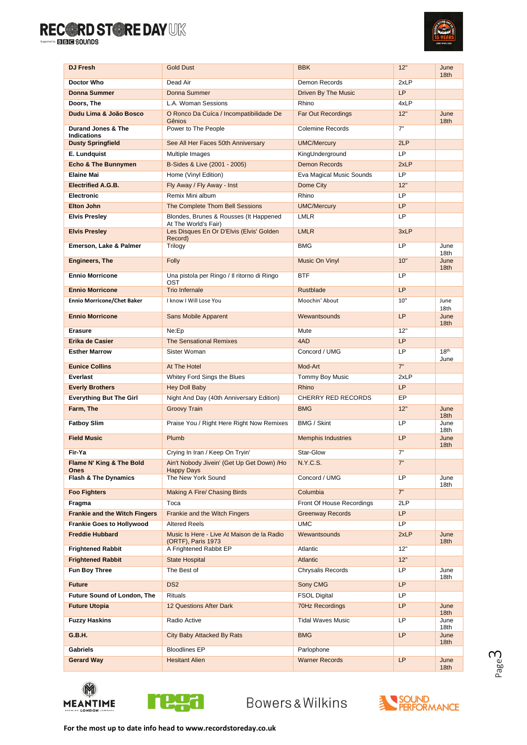| | | | | |
|---|---|---|---|---|
| **DJ Fresh** | Gold Dust | BBK | 12" | June 18th |
| **Doctor Who** | Dead Air | Demon Records | 2xLP | |
| **Donna Summer** | Donna Summer | Driven By The Music | LP | |
| **Doors, The** | L.A. Woman Sessions | Rhino | 4xLP | |
| **Dudu Lima & João Bosco** | O Ronco Da Cuíca / Incompatibilidade De Gênios | Far Out Recordings | 12" | June 18th |
| **Durand Jones & The Indications** | Power to The People | Colemine Records | 7" | |
| **Dusty Springfield** | See All Her Faces 50th Anniversary | UMC/Mercury | 2LP | |
| **E. Lundquist** | Multiple Images | KingUnderground | LP | |
| **Echo & The Bunnymen** | B-Sides & Live (2001 - 2005) | Demon Records | 2xLP | |
| **Elaine Mai** | Home (Vinyl Edition) | Eva Magical Music Sounds | LP | |
| **Electrified A.G.B.** | Fly Away / Fly Away - Inst | Dome City | 12" | |
| **Electronic** | Remix Mini album | Rhino | LP | |
| **Elton John** | The Complete Thom Bell Sessions | UMC/Mercury | LP | |
| **Elvis Presley** | Blondes, Brunes & Rousses (It Happened At The World's Fair) | LMLR | LP | |
| **Elvis Presley** | Les Disques En Or D'Elvis (Elvis' Golden Record) | LMLR | 3xLP | |
| **Emerson, Lake & Palmer** | Trilogy | BMG | LP | June 18th |
| **Engineers, The** | Folly | Music On Vinyl | 10" | June 18th |
| **Ennio Morricone** | Una pistola per Ringo / Il ritorno di Ringo OST | BTF | LP | |
| **Ennio Morricone** | Trio Infernale | Rustblade | LP | |
| **Ennio Morricone/Chet Baker** | I know I Will Lose You | Moochin' About | 10" | June 18th |
| **Ennio Morricone** | Sans Mobile Apparent | Wewantsounds | LP | June 18th |
| **Erasure** | Ne:Ep | Mute | 12" | |
| **Erika de Casier** | The Sensational Remixes | 4AD | LP | |
| **Esther Marrow** | Sister Woman | Concord / UMG | LP | 18th June |
| **Eunice Collins** | At The Hotel | Mod-Art | 7" | |
| **Everlast** | Whitey Ford Sings the Blues | Tommy Boy Music | 2xLP | |
| **Everly Brothers** | Hey Doll Baby | Rhino | LP | |
| **Everything But The Girl** | Night And Day (40th Anniversary Edition) | CHERRY RED RECORDS | EP | |
| **Farm, The** | Groovy Train | BMG | 12" | June 18th |
| **Fatboy Slim** | Praise You / Right Here Right Now Remixes | BMG / Skint | LP | June 18th |
| **Field Music** | Plumb | Memphis Industries | LP | June 18th |
| **Fir-Ya** | Crying In Iran / Keep On Tryin' | Star-Glow | 7" | |
| **Flame N' King & The Bold Ones** | Ain't Nobody Jivein' (Get Up Get Down) /Ho Happy Days | N.Y.C.S. | 7" | |
| **Flash & The Dynamics** | The New York Sound | Concord / UMG | LP | June 18th |
| **Foo Fighters** | Making A Fire/ Chasing Birds | Columbia | 7" | |
| **Fragma** | Toca | Front Of House Recordings | 2LP | |
| **Frankie and the Witch Fingers** | Frankie and the Witch Fingers | Greenway Records | LP | |
| **Frankie Goes to Hollywood** | Altered Reels | UMC | LP | |
| **Freddie Hubbard** | Music Is Here - Live At Maison de la Radio (ORTF), Paris 1973 | Wewantsounds | 2xLP | June 18th |
| **Frightened Rabbit** | A Frightened Rabbit EP | Atlantic | 12" | |
| **Frightened Rabbit** | State Hospital | Atlantic | 12" | |
| **Fun Boy Three** | The Best of | Chrysalis Records | LP | June 18th |
| **Future** | DS2 | Sony CMG | LP | |
| **Future Sound of London, The** | Rituals | FSOL Digital | LP | |
| **Future Utopia** | 12 Questions After Dark | 70Hz Recordings | LP | June 18th |
| **Fuzzy Haskins** | Radio Active | Tidal Waves Music | LP | June 18th |
| **G.B.H.** | City Baby Attacked By Rats | BMG | LP | June 18th |
| **Gabriels** | Bloodlines EP | Parlophone | | |
| **Gerard Way** | Hesitant Alien | Warner Records | LP | June 18th |

For the most up to date info head to www.recordstoreday.co.uk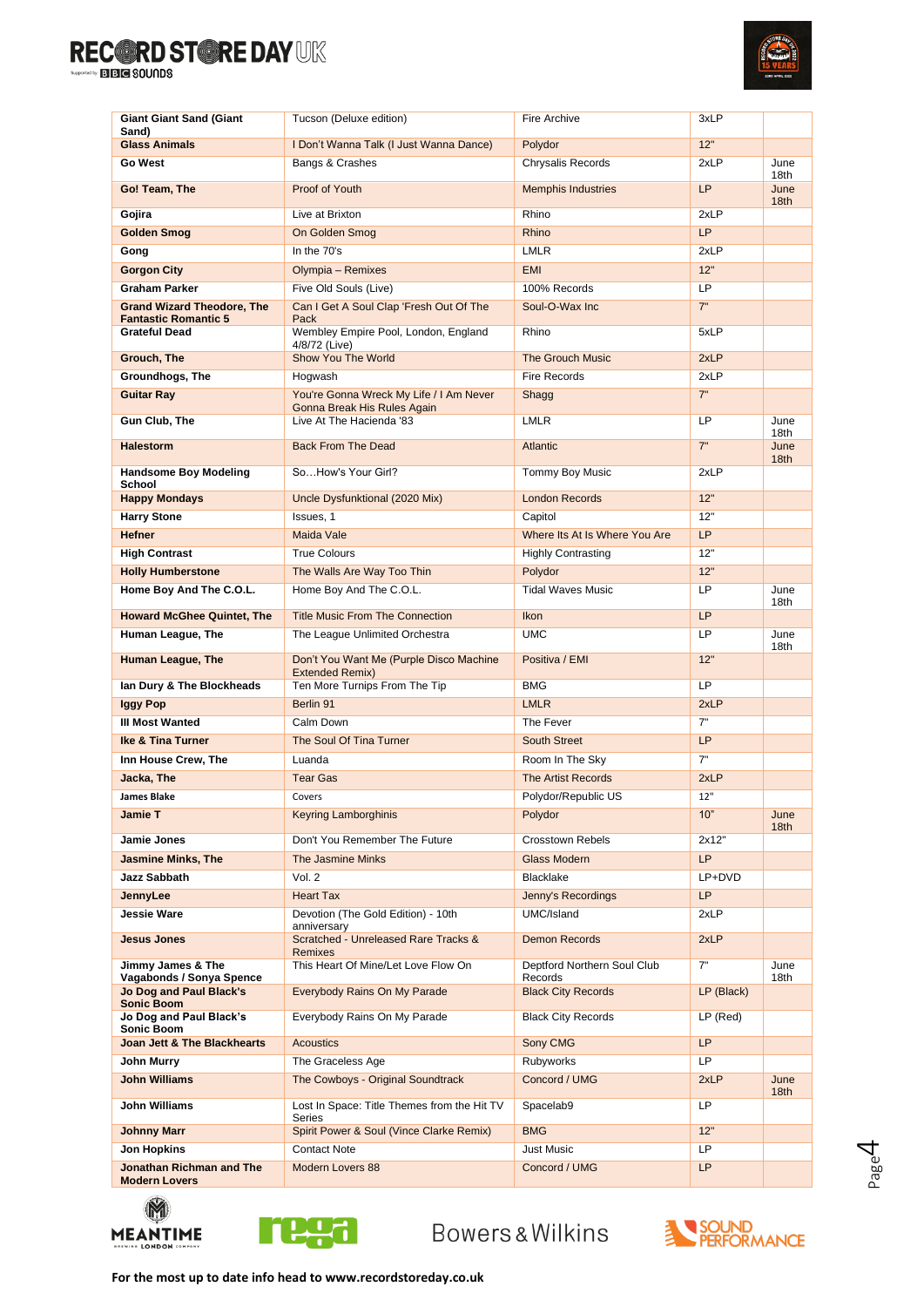| | | | | |
|---|---|---|---|---|
| **Giant Giant Sand (Giant Sand)** | Tucson (Deluxe edition) | Fire Archive | 3xLP | |
| **Glass Animals** | I Don't Wanna Talk (I Just Wanna Dance) | Polydor | 12" | |
| **Go West** | Bangs & Crashes | Chrysalis Records | 2xLP | June 18th |
| **Go! Team, The** | Proof of Youth | Memphis Industries | LP | June 18th |
| **Gojira** | Live at Brixton | Rhino | 2xLP | |
| **Golden Smog** | On Golden Smog | Rhino | LP | |
| **Gong** | In the 70's | LMLR | 2xLP | |
| **Gorgon City** | Olympia – Remixes | EMI | 12" | |
| **Graham Parker** | Five Old Souls (Live) | 100% Records | LP | |
| **Grand Wizard Theodore, The Fantastic Romantic 5** | Can I Get A Soul Clap 'Fresh Out Of The Pack | Soul-O-Wax Inc | 7" | |
| **Grateful Dead** | Wembley Empire Pool, London, England 4/8/72 (Live) | Rhino | 5xLP | |
| **Grouch, The** | Show You The World | The Grouch Music | 2xLP | |
| **Groundhogs, The** | Hogwash | Fire Records | 2xLP | |
| **Guitar Ray** | You're Gonna Wreck My Life / I Am Never Gonna Break His Rules Again | Shagg | 7" | |
| **Gun Club, The** | Live At The Hacienda '83 | LMLR | LP | June 18th |
| **Halestorm** | Back From The Dead | Atlantic | 7" | June 18th |
| **Handsome Boy Modeling School** | So…How's Your Girl? | Tommy Boy Music | 2xLP | |
| **Happy Mondays** | Uncle Dysfunktional (2020 Mix) | London Records | 12" | |
| **Harry Stone** | Issues, 1 | Capitol | 12" | |
| **Hefner** | Maida Vale | Where Its At Is Where You Are | LP | |
| **High Contrast** | True Colours | Highly Contrasting | 12" | |
| **Holly Humberstone** | The Walls Are Way Too Thin | Polydor | 12" | |
| **Home Boy And The C.O.L.** | Home Boy And The C.O.L. | Tidal Waves Music | LP | June 18th |
| **Howard McGhee Quintet, The** | Title Music From The Connection | Ikon | LP | |
| **Human League, The** | The League Unlimited Orchestra | UMC | LP | June 18th |
| **Human League, The** | Don't You Want Me (Purple Disco Machine Extended Remix) | Positiva / EMI | 12" | |
| **Ian Dury & The Blockheads** | Ten More Turnips From The Tip | BMG | LP | |
| **Iggy Pop** | Berlin 91 | LMLR | 2xLP | |
| **Ill Most Wanted** | Calm Down | The Fever | 7" | |
| **Ike & Tina Turner** | The Soul Of Tina Turner | South Street | LP | |
| **Inn House Crew, The** | Luanda | Room In The Sky | 7" | |
| **Jacka, The** | Tear Gas | The Artist Records | 2xLP | |
| **James Blake** | Covers | Polydor/Republic US | 12" | |
| **Jamie T** | Keyring Lamborghinis | Polydor | 10" | June 18th |
| **Jamie Jones** | Don't You Remember The Future | Crosstown Rebels | 2x12" | |
| **Jasmine Minks, The** | The Jasmine Minks | Glass Modern | LP | |
| **Jazz Sabbath** | Vol. 2 | Blacklake | LP+DVD | |
| **JennyLee** | Heart Tax | Jenny's Recordings | LP | |
| **Jessie Ware** | Devotion (The Gold Edition) - 10th anniversary | UMC/Island | 2xLP | |
| **Jesus Jones** | Scratched - Unreleased Rare Tracks & Remixes | Demon Records | 2xLP | |
| **Jimmy James & The Vagabonds / Sonya Spence** | This Heart Of Mine/Let Love Flow On | Deptford Northern Soul Club Records | 7" | June 18th |
| **Jo Dog and Paul Black's Sonic Boom** | Everybody Rains On My Parade | Black City Records | LP (Black) | |
| **Jo Dog and Paul Black's Sonic Boom** | Everybody Rains On My Parade | Black City Records | LP (Red) | |
| **Joan Jett & The Blackhearts** | Acoustics | Sony CMG | LP | |
| **John Murry** | The Graceless Age | Rubyworks | LP | |
| **John Williams** | The Cowboys - Original Soundtrack | Concord / UMG | 2xLP | June 18th |
| **John Williams** | Lost In Space: Title Themes from the Hit TV Series | Spacelab9 | LP | |
| **Johnny Marr** | Spirit Power & Soul (Vince Clarke Remix) | BMG | 12" | |
| **Jon Hopkins** | Contact Note | Just Music | LP | |
| **Jonathan Richman and The Modern Lovers** | Modern Lovers 88 | Concord / UMG | LP | |

**For the most up to date info head to www.recordstoreday.co.uk**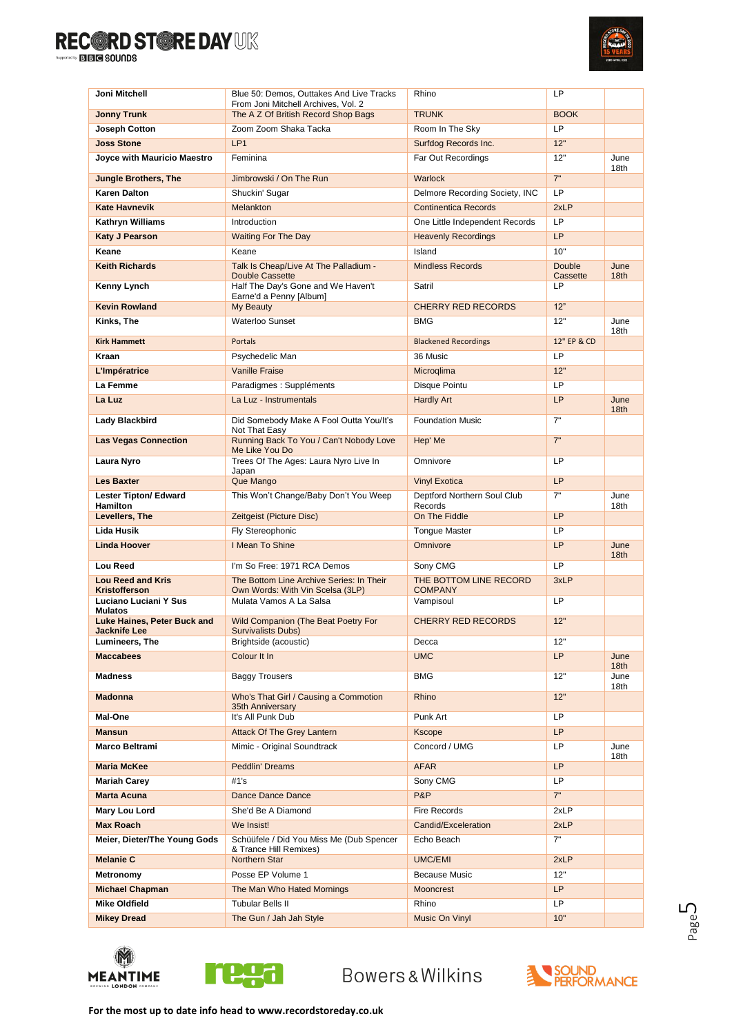| | | | | |
|---|---|---|---|---|
| **Joni Mitchell** | Blue 50: Demos, Outtakes And Live Tracks From Joni Mitchell Archives, Vol. 2 | Rhino | LP | |
| **Jonny Trunk** | The A Z Of British Record Shop Bags | TRUNK | BOOK | |
| **Joseph Cotton** | Zoom Zoom Shaka Tacka | Room In The Sky | LP | |
| **Joss Stone** | LP1 | Surfdog Records Inc. | 12" | |
| **Joyce with Mauricio Maestro** | Feminina | Far Out Recordings | 12" | June 18th |
| **Jungle Brothers, The** | Jimbrowski / On The Run | Warlock | 7" | |
| **Karen Dalton** | Shuckin' Sugar | Delmore Recording Society, INC | LP | |
| **Kate Havnevik** | Melankton | Continentica Records | 2xLP | |
| **Kathryn Williams** | Introduction | One Little Independent Records | LP | |
| **Katy J Pearson** | Waiting For The Day | Heavenly Recordings | LP | |
| **Keane** | Keane | Island | 10" | |
| **Keith Richards** | Talk Is Cheap/Live At The Palladium - Double Cassette | Mindless Records | Double Cassette | June 18th |
| **Kenny Lynch** | Half The Day's Gone and We Haven't Earne'd a Penny [Album] | Satril | LP | |
| **Kevin Rowland** | My Beauty | CHERRY RED RECORDS | 12" | |
| **Kinks, The** | Waterloo Sunset | BMG | 12" | June 18th |
| **Kirk Hammett** | Portals | Blackened Recordings | 12" EP & CD | |
| **Kraan** | Psychedelic Man | 36 Music | LP | |
| **L'Impératrice** | Vanille Fraise | Microqlima | 12" | |
| **La Femme** | Paradigmes : Suppléments | Disque Pointu | LP | |
| **La Luz** | La Luz - Instrumentals | Hardly Art | LP | June 18th |
| **Lady Blackbird** | Did Somebody Make A Fool Outta You/It's Not That Easy | Foundation Music | 7" | |
| **Las Vegas Connection** | Running Back To You / Can't Nobody Love Me Like You Do | Hep' Me | 7" | |
| **Laura Nyro** | Trees Of The Ages: Laura Nyro Live In Japan | Omnivore | LP | |
| **Les Baxter** | Que Mango | Vinyl Exotica | LP | |
| **Lester Tipton/ Edward Hamilton** | This Won't Change/Baby Don't You Weep | Deptford Northern Soul Club Records | 7" | June 18th |
| **Levellers, The** | Zeitgeist (Picture Disc) | On The Fiddle | LP | |
| **Lida Husik** | Fly Stereophonic | Tongue Master | LP | |
| **Linda Hoover** | I Mean To Shine | Omnivore | LP | June 18th |
| **Lou Reed** | I'm So Free: 1971 RCA Demos | Sony CMG | LP | |
| **Lou Reed and Kris Kristofferson** | The Bottom Line Archive Series: In Their Own Words: With Vin Scelsa (3LP) | THE BOTTOM LINE RECORD COMPANY | 3xLP | |
| **Luciano Luciani Y Sus Mulatos** | Mulata Vamos A La Salsa | Vampisoul | LP | |
| **Luke Haines, Peter Buck and Jacknife Lee** | Wild Companion (The Beat Poetry For Survivalists Dubs) | CHERRY RED RECORDS | 12" | |
| **Lumineers, The** | Brightside (acoustic) | Decca | 12" | |
| **Maccabees** | Colour It In | UMC | LP | June 18th |
| **Madness** | Baggy Trousers | BMG | 12" | June 18th |
| **Madonna** | Who's That Girl / Causing a Commotion 35th Anniversary | Rhino | 12" | |
| **Mal-One** | It's All Punk Dub | Punk Art | LP | |
| **Mansun** | Attack Of The Grey Lantern | Kscope | LP | |
| **Marco Beltrami** | Mimic - Original Soundtrack | Concord / UMG | LP | June 18th |
| **Maria McKee** | Peddlin' Dreams | AFAR | LP | |
| **Mariah Carey** | #1's | Sony CMG | LP | |
| **Marta Acuna** | Dance Dance Dance | P&P | 7" | |
| **Mary Lou Lord** | She'd Be A Diamond | Fire Records | 2xLP | |
| **Max Roach** | We Insist! | Candid/Exceleration | 2xLP | |
| **Meier, Dieter/The Young Gods** | Schüüfele / Did You Miss Me (Dub Spencer & Trance Hill Remixes) | Echo Beach | 7" | |
| **Melanie C** | Northern Star | UMC/EMI | 2xLP | |
| **Metronomy** | Posse EP Volume 1 | Because Music | 12" | |
| **Michael Chapman** | The Man Who Hated Mornings | Mooncrest | LP | |
| **Mike Oldfield** | Tubular Bells II | Rhino | LP | |
| **Mikey Dread** | The Gun / Jah Jah Style | Music On Vinyl | 10" | |

**For the most up to date info head to www.recordstoreday.co.uk**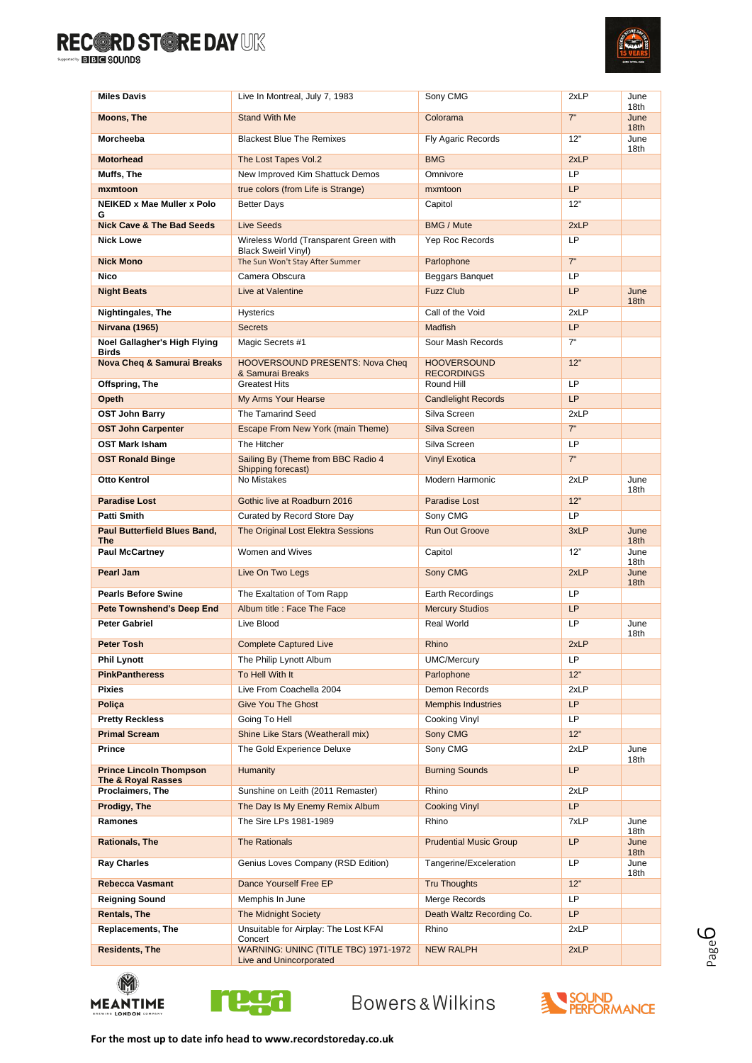| Miles Davis | Live In Montreal, July 7, 1983 | Sony CMG | 2xLP | June 18th |
|---|---|---|---|---|
| Moons, The | Stand With Me | Colorama | 7" | June 18th |
| Morcheeba | Blackest Blue The Remixes | Fly Agaric Records | 12" | June 18th |
| Motorhead | The Lost Tapes Vol.2 | BMG | 2xLP | |
| Muffs, The | New Improved Kim Shattuck Demos | Omnivore | LP | |
| mxmtoon | true colors (from Life is Strange) | mxmtoon | LP | |
| NEIKED x Mae Muller x Polo G | Better Days | Capitol | 12" | |
| Nick Cave & The Bad Seeds | Live Seeds | BMG / Mute | 2xLP | |
| Nick Lowe | Wireless World (Transparent Green with Black Sweirl Vinyl) | Yep Roc Records | LP | |
| Nick Mono | The Sun Won't Stay After Summer | Parlophone | 7" | |
| Nico | Camera Obscura | Beggars Banquet | LP | |
| Night Beats | Live at Valentine | Fuzz Club | LP | June 18th |
| Nightingales, The | Hysterics | Call of the Void | 2xLP | |
| Nirvana (1965) | Secrets | Madfish | LP | |
| Noel Gallagher's High Flying Birds | Magic Secrets #1 | Sour Mash Records | 7" | |
| Nova Cheq & Samurai Breaks | HOOVERSOUND PRESENTS: Nova Cheq & Samurai Breaks | HOOVERSOUND RECORDINGS | 12" | |
| Offspring, The | Greatest Hits | Round Hill | LP | |
| Opeth | My Arms Your Hearse | Candlelight Records | LP | |
| OST John Barry | The Tamarind Seed | Silva Screen | 2xLP | |
| OST John Carpenter | Escape From New York (main Theme) | Silva Screen | 7" | |
| OST Mark Isham | The Hitcher | Silva Screen | LP | |
| OST Ronald Binge | Sailing By (Theme from BBC Radio 4 Shipping forecast) | Vinyl Exotica | 7" | |
| Otto Kentrol | No Mistakes | Modern Harmonic | 2xLP | June 18th |
| Paradise Lost | Gothic live at Roadburn 2016 | Paradise Lost | 12" | |
| Patti Smith | Curated by Record Store Day | Sony CMG | LP | |
| Paul Butterfield Blues Band, The | The Original Lost Elektra Sessions | Run Out Groove | 3xLP | June 18th |
| Paul McCartney | Women and Wives | Capitol | 12" | June 18th |
| Pearl Jam | Live On Two Legs | Sony CMG | 2xLP | June 18th |
| Pearls Before Swine | The Exaltation of Tom Rapp | Earth Recordings | LP | |
| Pete Townshend's Deep End | Album title : Face The Face | Mercury Studios | LP | |
| Peter Gabriel | Live Blood | Real World | LP | June 18th |
| Peter Tosh | Complete Captured Live | Rhino | 2xLP | |
| Phil Lynott | The Philip Lynott Album | UMC/Mercury | LP | |
| PinkPantheress | To Hell With It | Parlophone | 12" | |
| Pixies | Live From Coachella 2004 | Demon Records | 2xLP | |
| Poliça | Give You The Ghost | Memphis Industries | LP | |
| Pretty Reckless | Going To Hell | Cooking Vinyl | LP | |
| Primal Scream | Shine Like Stars (Weatherall mix) | Sony CMG | 12" | |
| Prince | The Gold Experience Deluxe | Sony CMG | 2xLP | June 18th |
| Prince Lincoln Thompson The & Royal Rasses | Humanity | Burning Sounds | LP | |
| Proclaimers, The | Sunshine on Leith (2011 Remaster) | Rhino | 2xLP | |
| Prodigy, The | The Day Is My Enemy Remix Album | Cooking Vinyl | LP | |
| Ramones | The Sire LPs 1981-1989 | Rhino | 7xLP | June 18th |
| Rationals, The | The Rationals | Prudential Music Group | LP | June 18th |
| Ray Charles | Genius Loves Company (RSD Edition) | Tangerine/Exceleration | LP | June 18th |
| Rebecca Vasmant | Dance Yourself Free EP | Tru Thoughts | 12" | |
| Reigning Sound | Memphis In June | Merge Records | LP | |
| Rentals, The | The Midnight Society | Death Waltz Recording Co. | LP | |
| Replacements, The | Unsuitable for Airplay: The Lost KFAI Concert | Rhino | 2xLP | |
| Residents, The | WARNING: UNINC (TITLE TBC) 1971-1972 Live and Unincorporated | NEW RALPH | 2xLP | |

For the most up to date info head to www.recordstoreday.co.uk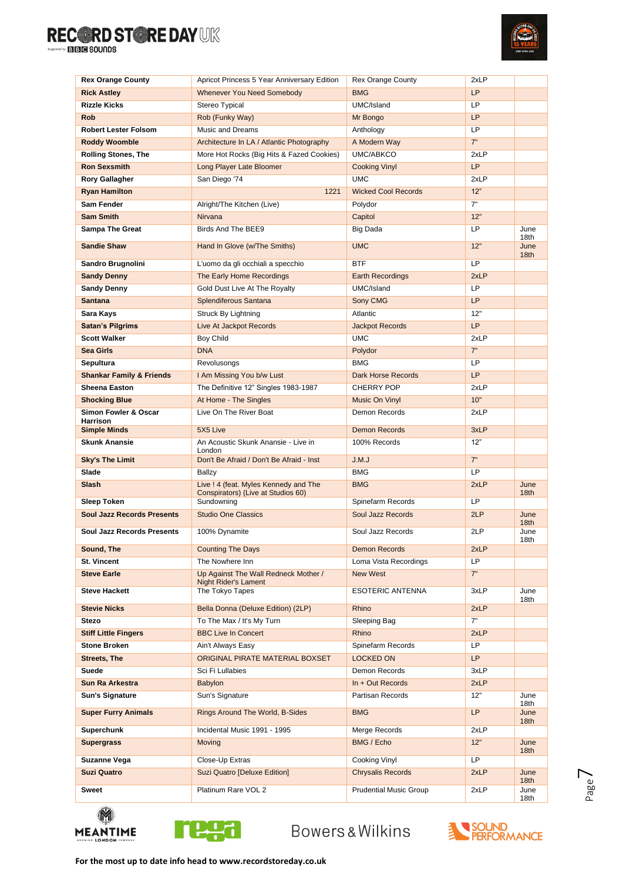| | | | | |
|---|---|---|---|---|
| **Rex Orange County** | Apricot Princess 5 Year Anniversary Edition | Rex Orange County | 2xLP | |
| **Rick Astley** | Whenever You Need Somebody | BMG | LP | |
| **Rizzle Kicks** | Stereo Typical | UMC/Island | LP | |
| **Rob** | Rob (Funky Way) | Mr Bongo | LP | |
| **Robert Lester Folsom** | Music and Dreams | Anthology | LP | |
| **Roddy Woomble** | Architecture In LA / Atlantic Photography | A Modern Way | 7" | |
| **Rolling Stones, The** | More Hot Rocks (Big Hits & Fazed Cookies) | UMC/ABKCO | 2xLP | |
| **Ron Sexsmith** | Long Player Late Bloomer | Cooking Vinyl | LP | |
| **Rory Gallagher** | San Diego '74 | UMC | 2xLP | |
| **Ryan Hamilton** | 1221 | Wicked Cool Records | 12" | |
| **Sam Fender** | Alright/The Kitchen (Live) | Polydor | 7" | |
| **Sam Smith** | Nirvana | Capitol | 12" | |
| **Sampa The Great** | Birds And The BEE9 | Big Dada | LP | June 18th |
| **Sandie Shaw** | Hand In Glove (w/The Smiths) | UMC | 12" | June 18th |
| **Sandro Brugnolini** | L'uomo da gli occhiali a specchio | BTF | LP | |
| **Sandy Denny** | The Early Home Recordings | Earth Recordings | 2xLP | |
| **Sandy Denny** | Gold Dust Live At The Royalty | UMC/Island | LP | |
| **Santana** | Splendiferous Santana | Sony CMG | LP | |
| **Sara Kays** | Struck By Lightning | Atlantic | 12" | |
| **Satan's Pilgrims** | Live At Jackpot Records | Jackpot Records | LP | |
| **Scott Walker** | Boy Child | UMC | 2xLP | |
| **Sea Girls** | DNA | Polydor | 7" | |
| **Sepultura** | Revolusongs | BMG | LP | |
| **Shankar Family & Friends** | I Am Missing You b/w Lust | Dark Horse Records | LP | |
| **Sheena Easton** | The Definitive 12" Singles 1983-1987 | CHERRY POP | 2xLP | |
| **Shocking Blue** | At Home - The Singles | Music On Vinyl | 10" | |
| **Simon Fowler & Oscar Harrison** | Live On The River Boat | Demon Records | 2xLP | |
| **Simple Minds** | 5X5 Live | Demon Records | 3xLP | |
| **Skunk Anansie** | An Acoustic Skunk Ananse - Live in London | 100% Records | 12" | |
| **Sky's The Limit** | Don't Be Afraid / Don't Be Afraid - Inst | J.M.J | 7" | |
| **Slade** | Ballzy | BMG | LP | |
| **Slash** | Live ! 4 (feat. Myles Kennedy and The Conspirators) (Live at Studios 60) | BMG | 2xLP | June 18th |
| **Sleep Token** | Sundowning | Spinefarm Records | LP | |
| **Soul Jazz Records Presents** | Studio One Classics | Soul Jazz Records | 2LP | June 18th |
| **Soul Jazz Records Presents** | 100% Dynamite | Soul Jazz Records | 2LP | June 18th |
| **Sound, The** | Counting The Days | Demon Records | 2xLP | |
| **St. Vincent** | The Nowhere Inn | Loma Vista Recordings | LP | |
| **Steve Earle** | Up Against The Wall Redneck Mother / Night Rider's Lament | New West | 7" | |
| **Steve Hackett** | The Tokyo Tapes | ESOTERIC ANTENNA | 3xLP | June 18th |
| **Stevie Nicks** | Bella Donna (Deluxe Edition) (2LP) | Rhino | 2xLP | |
| **Stezo** | To The Max / It's My Turn | Sleeping Bag | 7" | |
| **Stiff Little Fingers** | BBC Live In Concert | Rhino | 2xLP | |
| **Stone Broken** | Ain't Always Easy | Spinefarm Records | LP | |
| **Streets, The** | ORIGINAL PIRATE MATERIAL BOXSET | LOCKED ON | LP | |
| **Suede** | Sci Fi Lullabies | Demon Records | 3xLP | |
| **Sun Ra Arkestra** | Babylon | In + Out Records | 2xLP | |
| **Sun's Signature** | Sun's Signature | Partisan Records | 12" | June 18th |
| **Super Furry Animals** | Rings Around The World, B-Sides | BMG | LP | June 18th |
| **Superchunk** | Incidental Music 1991 - 1995 | Merge Records | 2xLP | |
| **Supergrass** | Moving | BMG / Echo | 12" | June 18th |
| **Suzanne Vega** | Close-Up Extras | Cooking Vinyl | LP | |
| **Suzi Quatro** | Suzi Quatro [Deluxe Edition] | Chrysalis Records | 2xLP | June 18th |
| **Sweet** | Platinum Rare VOL 2 | Prudential Music Group | 2xLP | June 18th |

For the most up to date info head to www.recordstoreday.co.uk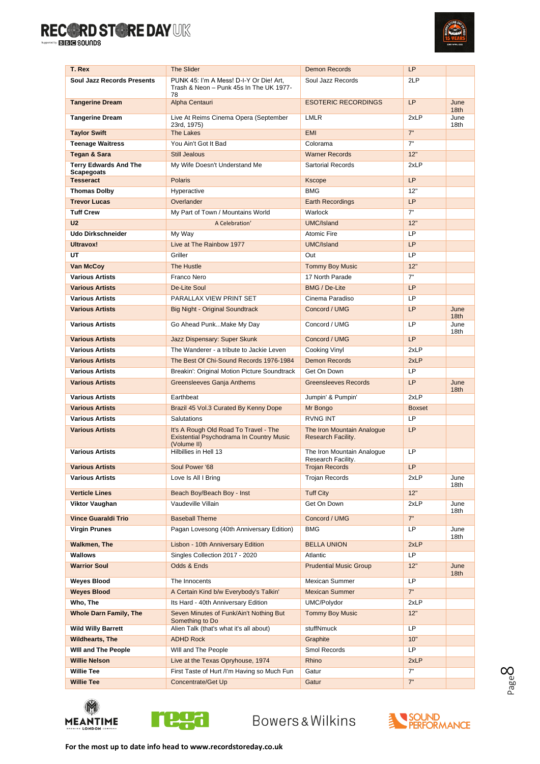| T. Rex | The Slider | Demon Records | LP | |
|---|---|---|---|---|
| Soul Jazz Records Presents | PUNK 45: I'm A Mess! D-I-Y Or Die! Art, Trash & Neon – Punk 45s In The UK 1977-78 | Soul Jazz Records | 2LP | |
| Tangerine Dream | Alpha Centauri | ESOTERIC RECORDINGS | LP | June 18th |
| Tangerine Dream | Live At Reims Cinema Opera (September 23rd, 1975) | LMLR | 2xLP | June 18th |
| Taylor Swift | The Lakes | EMI | 7" | |
| Teenage Waitress | You Ain't Got It Bad | Colorama | 7" | |
| Tegan & Sara | Still Jealous | Warner Records | 12" | |
| Terry Edwards And The Scapegoats | My Wife Doesn't Understand Me | Sartorial Records | 2xLP | |
| Tesseract | Polaris | Kscope | LP | |
| Thomas Dolby | Hyperactive | BMG | 12" | |
| Trevor Lucas | Overlander | Earth Recordings | LP | |
| Tuff Crew | My Part of Town / Mountains World | Warlock | 7" | |
| U2 | A Celebration' | UMC/Island | 12" | |
| Udo Dirkschneider | My Way | Atomic Fire | LP | |
| Ultravox! | Live at The Rainbow 1977 | UMC/Island | LP | |
| UT | Griller | Out | LP | |
| Van McCoy | The Hustle | Tommy Boy Music | 12" | |
| Various Artists | Franco Nero | 17 North Parade | 7" | |
| Various Artists | De-Lite Soul | BMG / De-Lite | LP | |
| Various Artists | PARALLAX VIEW PRINT SET | Cinema Paradiso | LP | |
| Various Artists | Big Night - Original Soundtrack | Concord / UMG | LP | June 18th |
| Various Artists | Go Ahead Punk...Make My Day | Concord / UMG | LP | June 18th |
| Various Artists | Jazz Dispensary: Super Skunk | Concord / UMG | LP | |
| Various Artists | The Wanderer - a tribute to Jackie Leven | Cooking Vinyl | 2xLP | |
| Various Artists | The Best Of Chi-Sound Records 1976-1984 | Demon Records | 2xLP | |
| Various Artists | Breakin': Original Motion Picture Soundtrack | Get On Down | LP | |
| Various Artists | Greensleeves Ganja Anthems | Greensleeves Records | LP | June 18th |
| Various Artists | Earthbeat | Jumpin' & Pumpin' | 2xLP | |
| Various Artists | Brazil 45 Vol.3 Curated By Kenny Dope | Mr Bongo | Boxset | |
| Various Artists | Salutations | RVNG INT | LP | |
| Various Artists | It's A Rough Old Road To Travel - The Existential Psychodrama In Country Music (Volume II) | The Iron Mountain Analogue Research Facility. | LP | |
| Various Artists | Hilbillies in Hell 13 | The Iron Mountain Analogue Research Facility. | LP | |
| Various Artists | Soul Power '68 | Trojan Records | LP | |
| Various Artists | Love Is All I Bring | Trojan Records | 2xLP | June 18th |
| Verticle Lines | Beach Boy/Beach Boy - Inst | Tuff City | 12" | |
| Viktor Vaughan | Vaudeville Villain | Get On Down | 2xLP | June 18th |
| Vince Guaraldi Trio | Baseball Theme | Concord / UMG | 7" | |
| Virgin Prunes | Pagan Lovesong (40th Anniversary Edition) | BMG | LP | June 18th |
| Walkmen, The | Lisbon - 10th Anniversary Edition | BELLA UNION | 2xLP | |
| Wallows | Singles Collection 2017 - 2020 | Atlantic | LP | |
| Warrior Soul | Odds & Ends | Prudential Music Group | 12" | June 18th |
| Weyes Blood | The Innocents | Mexican Summer | LP | |
| Weyes Blood | A Certain Kind b/w Everybody's Talkin' | Mexican Summer | 7" | |
| Who, The | Its Hard - 40th Anniversary Edition | UMC/Polydor | 2xLP | |
| Whole Darn Family, The | Seven Minutes of Funk/Ain't Nothing But Something to Do | Tommy Boy Music | 12" | |
| Wild Willy Barrett | Alien Talk (that's what it's all about) | stuffNmuck | LP | |
| Wildhearts, The | ADHD Rock | Graphite | 10" | |
| WIll and The People | WIll and The People | Smol Records | LP | |
| Willie Nelson | Live at the Texas Opryhouse, 1974 | Rhino | 2xLP | |
| Willie Tee | First Taste of Hurt /I'm Having so Much Fun | Gatur | 7" | |
| Willie Tee | Concentrate/Get Up | Gatur | 7" | |

**For the most up to date info head to www.recordstoreday.co.uk**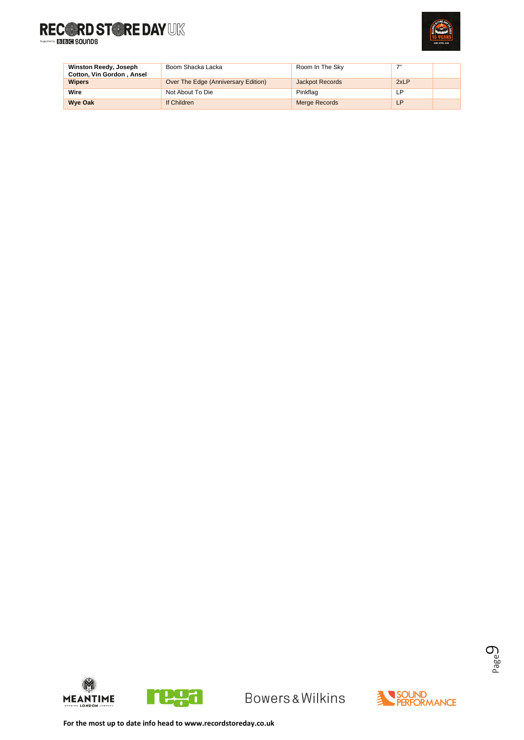| | | | | |
|---|---|---|---|---|
| **Winston Reedy, Joseph Cotton, Vin Gordon , Ansel** | Boom Shacka Lacka | Room In The Sky | 7" | |
| **Wipers** | Over The Edge (Anniversary Edition) | Jackpot Records | 2xLP | |
| **Wire** | Not About To Die | Pinkflag | LP | |
| **Wye Oak** | If Children | Merge Records | LP | |

**For the most up to date info head to www.recordstoreday.co.uk**